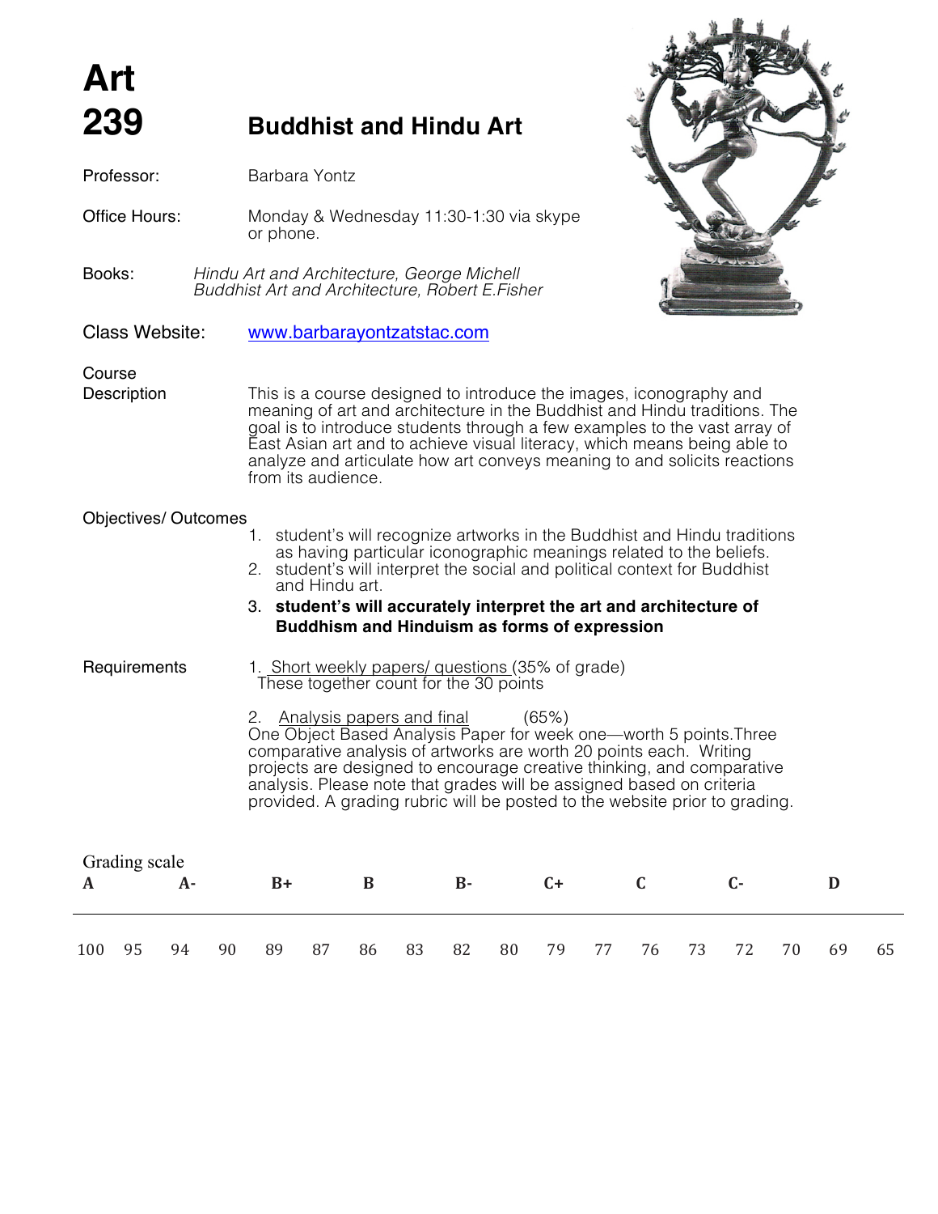# Art 239 — Buddhist and Hindu Art

**Professor:** Barbara Yontz

**Office Hours:** Monday & Wednesday 11:30-1:30 via skype or phone.

**Books:** *Hindu Art and Architecture, George Michell*
*Buddhist Art and Architecture, Robert E.Fisher*

**Class Website:** [www.barbarayontzatstac.com](www.barbarayontzatstac.com)

## Course Description

This is a course designed to introduce the images, iconography and meaning of art and architecture in the Buddhist and Hindu traditions. The goal is to introduce students through a few examples to the vast array of East Asian art and to achieve visual literacy, which means being able to analyze and articulate how art conveys meaning to and solicits reactions from its audience.

## Objectives/ Outcomes

1. student's will recognize artworks in the Buddhist and Hindu traditions as having particular iconographic meanings related to the beliefs.
2. student's will interpret the social and political context for Buddhist and Hindu art.
3. **student's will accurately interpret the art and architecture of Buddhism and Hinduism as forms of expression**

## Requirements

1. Short weekly papers/ questions (35% of grade)
   These together count for the 30 points

2. Analysis papers and final (65%)
   One Object Based Analysis Paper for week one—worth 5 points.Three comparative analysis of artworks are worth 20 points each. Writing projects are designed to encourage creative thinking, and comparative analysis. Please note that grades will be assigned based on criteria provided. A grading rubric will be posted to the website prior to grading.

## Grading scale

| A | A- | B+ | B | B- | C+ | C | C- | D |
|---|---|---|---|---|---|---|---|---|
| 100 95 | 94 90 | 89 87 | 86 83 | 82 80 | 79 77 | 76 73 | 72 70 | 69 65 |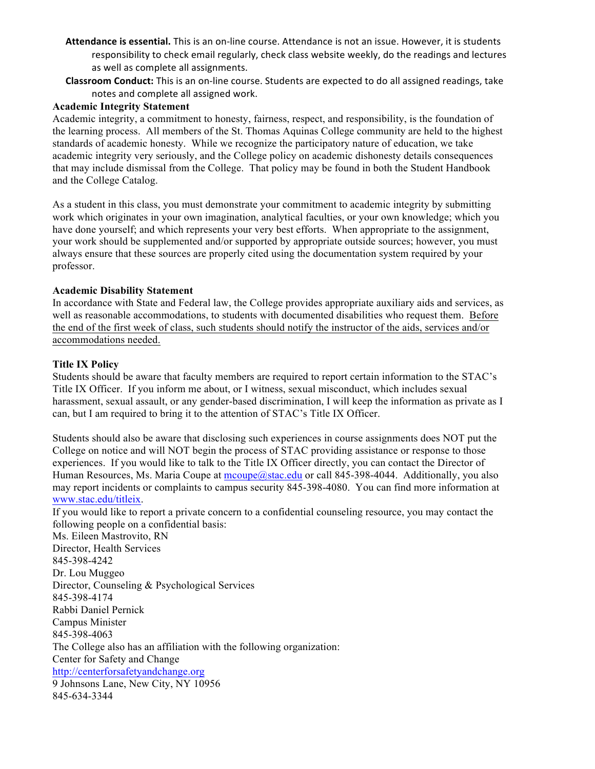**Attendance is essential.** This is an on-line course. Attendance is not an issue. However, it is students responsibility to check email regularly, check class website weekly, do the readings and lectures as well as complete all assignments.

**Classroom Conduct:** This is an on-line course. Students are expected to do all assigned readings, take notes and complete all assigned work.

**Academic Integrity Statement**

Academic integrity, a commitment to honesty, fairness, respect, and responsibility, is the foundation of the learning process. All members of the St. Thomas Aquinas College community are held to the highest standards of academic honesty. While we recognize the participatory nature of education, we take academic integrity very seriously, and the College policy on academic dishonesty details consequences that may include dismissal from the College. That policy may be found in both the Student Handbook and the College Catalog.

As a student in this class, you must demonstrate your commitment to academic integrity by submitting work which originates in your own imagination, analytical faculties, or your own knowledge; which you have done yourself; and which represents your very best efforts. When appropriate to the assignment, your work should be supplemented and/or supported by appropriate outside sources; however, you must always ensure that these sources are properly cited using the documentation system required by your professor.

**Academic Disability Statement**

In accordance with State and Federal law, the College provides appropriate auxiliary aids and services, as well as reasonable accommodations, to students with documented disabilities who request them. <u>Before the end of the first week of class, such students should notify the instructor of the aids, services and/or accommodations needed.</u>

**Title IX Policy**

Students should be aware that faculty members are required to report certain information to the STAC's Title IX Officer. If you inform me about, or I witness, sexual misconduct, which includes sexual harassment, sexual assault, or any gender-based discrimination, I will keep the information as private as I can, but I am required to bring it to the attention of STAC's Title IX Officer.

Students should also be aware that disclosing such experiences in course assignments does NOT put the College on notice and will NOT begin the process of STAC providing assistance or response to those experiences. If you would like to talk to the Title IX Officer directly, you can contact the Director of Human Resources, Ms. Maria Coupe at mcoupe@stac.edu or call 845-398-4044. Additionally, you also may report incidents or complaints to campus security 845-398-4080. You can find more information at www.stac.edu/titleix.

If you would like to report a private concern to a confidential counseling resource, you may contact the following people on a confidential basis:

Ms. Eileen Mastrovito, RN
Director, Health Services
845-398-4242

Dr. Lou Muggeo
Director, Counseling & Psychological Services
845-398-4174

Rabbi Daniel Pernick
Campus Minister
845-398-4063

The College also has an affiliation with the following organization:

Center for Safety and Change
http://centerforsafetyandchange.org
9 Johnsons Lane, New City, NY 10956
845-634-3344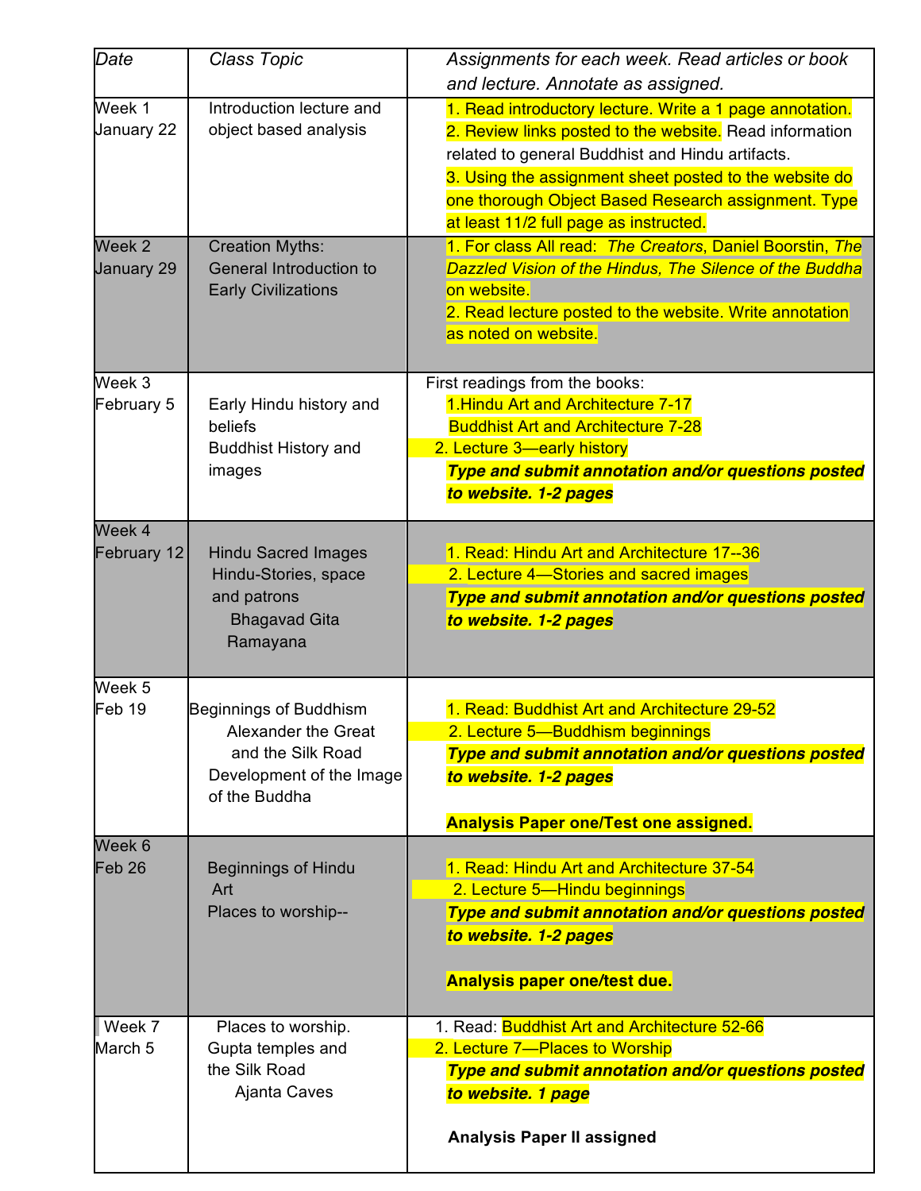| *Date* | *Class Topic* | *Assignments for each week. Read articles or book and lecture. Annotate as assigned.* |
| --- | --- | --- |
| Week 1<br>January 22 | Introduction lecture and object based analysis | 1. Read introductory lecture. Write a 1 page annotation.<br>2. Review links posted to the website. Read information related to general Buddhist and Hindu artifacts.<br>3. Using the assignment sheet posted to the website do one thorough Object Based Research assignment. Type at least 11/2 full page as instructed. |
| Week 2<br>January 29 | Creation Myths:<br>General Introduction to Early Civilizations | 1. For class All read: *The Creators*, Daniel Boorstin, *The Dazzled Vision of the Hindus, The Silence of the Buddha* on website.<br>2. Read lecture posted to the website. Write annotation as noted on website. |
| Week 3<br>February 5 | Early Hindu history and beliefs<br>Buddhist History and images | First readings from the books:<br>1.Hindu Art and Architecture 7-17<br>Buddhist Art and Architecture 7-28<br>2. Lecture 3—early history<br>***Type and submit annotation and/or questions posted to website. 1-2 pages*** |
| Week 4<br>February 12 | Hindu Sacred Images<br>Hindu-Stories, space and patrons<br>Bhagavad Gita<br>Ramayana | 1. Read: Hindu Art and Architecture 17--36<br>2. Lecture 4—Stories and sacred images<br>***Type and submit annotation and/or questions posted to website. 1-2 pages*** |
| Week 5<br>Feb 19 | Beginnings of Buddhism<br>Alexander the Great and the Silk Road<br>Development of the Image of the Buddha | 1. Read: Buddhist Art and Architecture 29-52<br>2. Lecture 5—Buddhism beginnings<br>***Type and submit annotation and/or questions posted to website. 1-2 pages***<br><br>**Analysis Paper one/Test one assigned.** |
| Week 6<br>Feb 26 | Beginnings of Hindu Art<br>Places to worship-- | 1. Read: Hindu Art and Architecture 37-54<br>2. Lecture 5—Hindu beginnings<br>***Type and submit annotation and/or questions posted to website. 1-2 pages***<br><br>**Analysis paper one/test due.** |
| Week 7<br>March 5 | Places to worship.<br>Gupta temples and the Silk Road<br>Ajanta Caves | 1. Read: Buddhist Art and Architecture 52-66<br>2. Lecture 7—Places to Worship<br>***Type and submit annotation and/or questions posted to website. 1 page***<br><br>**Analysis Paper II assigned** |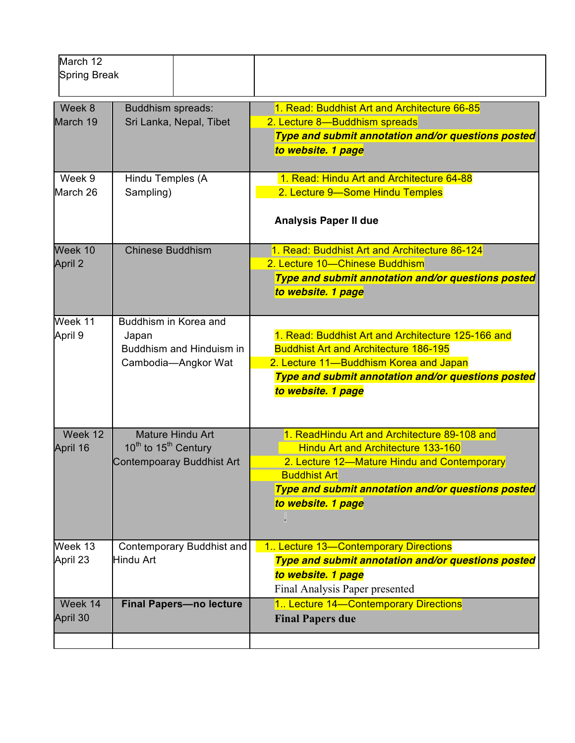| | | |
|---|---|---|
| March 12<br>Spring Break | | |
| Week 8<br>March 19 | Buddhism spreads:<br>Sri Lanka, Nepal, Tibet | 1. Read: Buddhist Art and Architecture 66-85<br>2. Lecture 8—Buddhism spreads<br>***Type and submit annotation and/or questions posted to website. 1 page*** |
| Week 9<br>March 26 | Hindu Temples (A Sampling) | 1. Read: Hindu Art and Architecture 64-88<br>2. Lecture 9—Some Hindu Temples<br><br>**Analysis Paper II due** |
| Week 10<br>April 2 | Chinese Buddhism | 1. Read: Buddhist Art and Architecture 86-124<br>2. Lecture 10—Chinese Buddhism<br>***Type and submit annotation and/or questions posted to website. 1 page*** |
| Week 11<br>April 9 | Buddhism in Korea and Japan<br>Buddhism and Hinduism in Cambodia—Angkor Wat | 1. Read: Buddhist Art and Architecture 125-166 and Buddhist Art and Architecture 186-195<br>2. Lecture 11—Buddhism Korea and Japan<br>***Type and submit annotation and/or questions posted to website. 1 page*** |
| Week 12<br>April 16 | Mature Hindu Art<br>10th to 15th Century<br>Contempoaray Buddhist Art | 1. ReadHindu Art and Architecture 89-108 and Hindu Art and Architecture 133-160<br>2. Lecture 12—Mature Hindu and Contemporary Buddhist Art<br>***Type and submit annotation and/or questions posted to website. 1 page***<br>. |
| Week 13<br>April 23 | Contemporary Buddhist and Hindu Art | 1.. Lecture 13—Contemporary Directions<br>***Type and submit annotation and/or questions posted to website. 1 page***<br>Final Analysis Paper presented |
| Week 14<br>April 30 | **Final Papers—no lecture** | 1.. Lecture 14—Contemporary Directions<br>**Final Papers due** |
| | | |